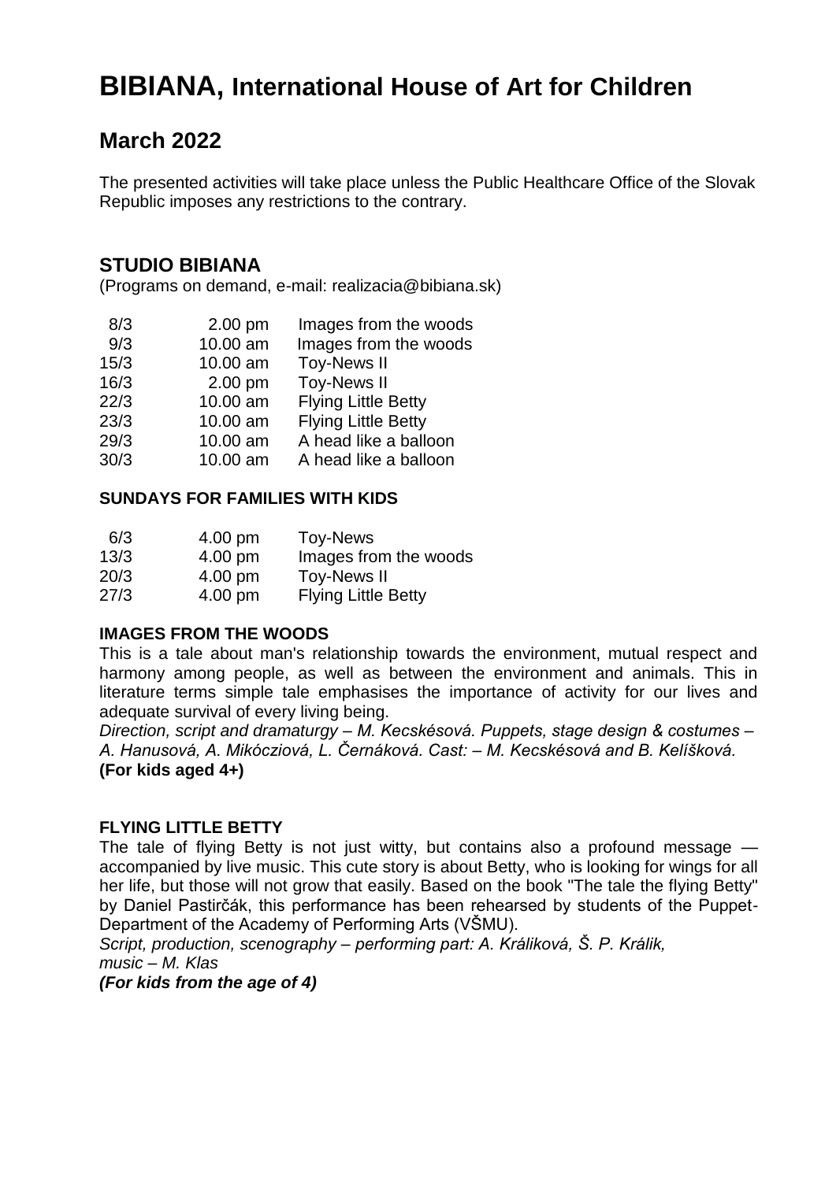# BIBIANA, International House of Art for Children

## March 2022

The presented activities will take place unless the Public Healthcare Office of the Slovak Republic imposes any restrictions to the contrary.

## STUDIO BIBIANA

(Programs on demand, e-mail: realizacia@bibiana.sk)

| | | |
|---|---|---|
| 8/3 | 2.00 pm | Images from the woods |
| 9/3 | 10.00 am | Images from the woods |
| 15/3 | 10.00 am | Toy-News II |
| 16/3 | 2.00 pm | Toy-News II |
| 22/3 | 10.00 am | Flying Little Betty |
| 23/3 | 10.00 am | Flying Little Betty |
| 29/3 | 10.00 am | A head like a balloon |
| 30/3 | 10.00 am | A head like a balloon |

**SUNDAYS FOR FAMILIES WITH KIDS**

| | | |
|---|---|---|
| 6/3 | 4.00 pm | Toy-News |
| 13/3 | 4.00 pm | Images from the woods |
| 20/3 | 4.00 pm | Toy-News II |
| 27/3 | 4.00 pm | Flying Little Betty |

**IMAGES FROM THE WOODS**

This is a tale about man's relationship towards the environment, mutual respect and harmony among people, as well as between the environment and animals. This in literature terms simple tale emphasises the importance of activity for our lives and adequate survival of every living being.

*Direction, script and dramaturgy – M. Kecskésová. Puppets, stage design & costumes – A. Hanusová, A. Mikócziová, L. Černáková. Cast: – M. Kecskésová and B. Kelíšková.*
**(For kids aged 4+)**

**FLYING LITTLE BETTY**

The tale of flying Betty is not just witty, but contains also a profound message — accompanied by live music. This cute story is about Betty, who is looking for wings for all her life, but those will not grow that easily. Based on the book "The tale the flying Betty" by Daniel Pastirčák, this performance has been rehearsed by students of the Puppet-Department of the Academy of Performing Arts (VŠMU).

*Script, production, scenography – performing part: A. Králiková, Š. P. Králik, music – M. Klas*

***(For kids from the age of 4)***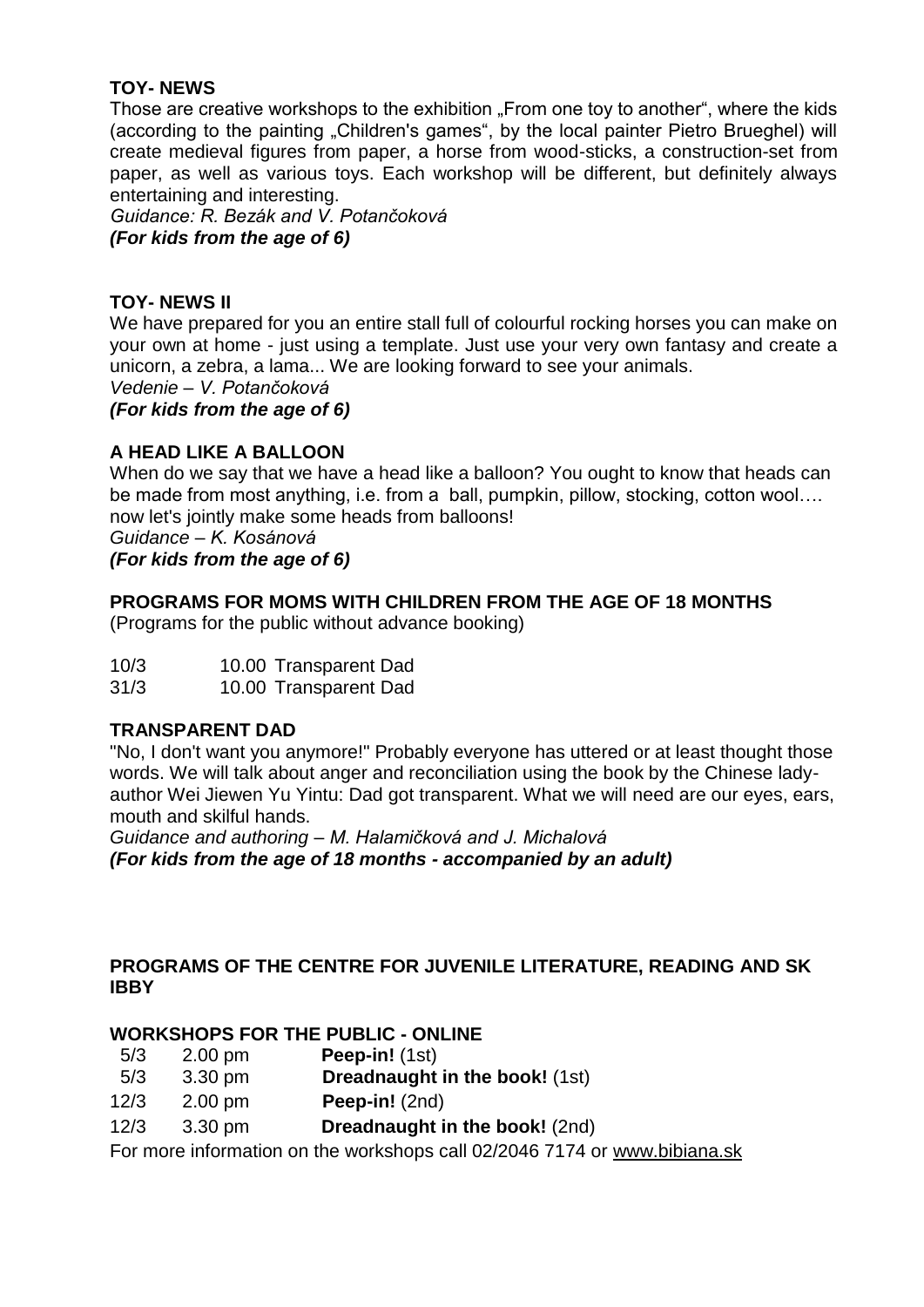## TOY- NEWS

Those are creative workshops to the exhibition „From one toy to another", where the kids (according to the painting „Children's games", by the local painter Pietro Brueghel) will create medieval figures from paper, a horse from wood-sticks, a construction-set from paper, as well as various toys. Each workshop will be different, but definitely always entertaining and interesting.

*Guidance: R. Bezák and V. Potančoková*

***(For kids from the age of 6)***

## TOY- NEWS II

We have prepared for you an entire stall full of colourful rocking horses you can make on your own at home - just using a template. Just use your very own fantasy and create a unicorn, a zebra, a lama... We are looking forward to see your animals.

*Vedenie – V. Potančoková*

***(For kids from the age of 6)***

## A HEAD LIKE A BALLOON

When do we say that we have a head like a balloon? You ought to know that heads can be made from most anything, i.e. from a ball, pumpkin, pillow, stocking, cotton wool…. now let's jointly make some heads from balloons!

*Guidance – K. Kosánová*

***(For kids from the age of 6)***

## PROGRAMS FOR MOMS WITH CHILDREN FROM THE AGE OF 18 MONTHS

(Programs for the public without advance booking)

| | | |
|---|---|---|
| 10/3 | 10.00 | Transparent Dad |
| 31/3 | 10.00 | Transparent Dad |

## TRANSPARENT DAD

"No, I don't want you anymore!" Probably everyone has uttered or at least thought those words. We will talk about anger and reconciliation using the book by the Chinese lady-author Wei Jiewen Yu Yintu: Dad got transparent. What we will need are our eyes, ears, mouth and skilful hands.

*Guidance and authoring – M. Halamičková and J. Michalová*

***(For kids from the age of 18 months - accompanied by an adult)***

## PROGRAMS OF THE CENTRE FOR JUVENILE LITERATURE, READING AND SK IBBY

### WORKSHOPS FOR THE PUBLIC - ONLINE

| | | |
|---|---|---|
| 5/3 | 2.00 pm | **Peep-in!** (1st) |
| 5/3 | 3.30 pm | **Dreadnaught in the book!** (1st) |
| 12/3 | 2.00 pm | **Peep-in!** (2nd) |
| 12/3 | 3.30 pm | **Dreadnaught in the book!** (2nd) |

For more information on the workshops call 02/2046 7174 or www.bibiana.sk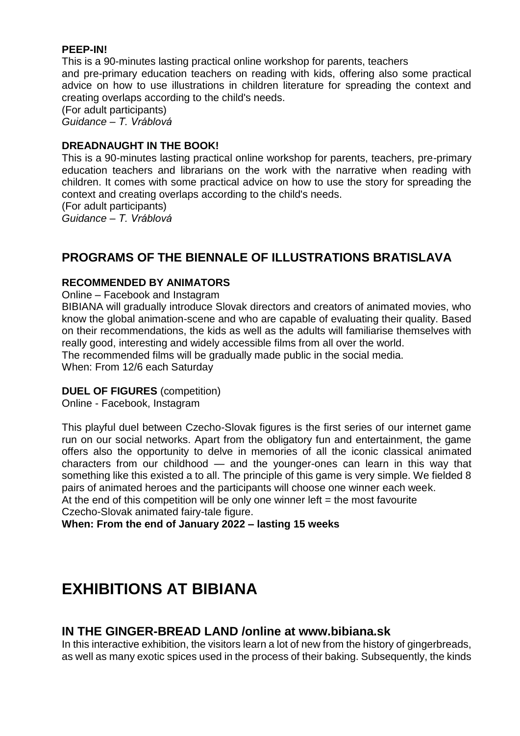**PEEP-IN!**

This is a 90-minutes lasting practical online workshop for parents, teachers and pre-primary education teachers on reading with kids, offering also some practical advice on how to use illustrations in children literature for spreading the context and creating overlaps according to the child's needs.
(For adult participants)
*Guidance – T. Vráblová*

**DREADNAUGHT IN THE BOOK!**

This is a 90-minutes lasting practical online workshop for parents, teachers, pre-primary education teachers and librarians on the work with the narrative when reading with children. It comes with some practical advice on how to use the story for spreading the context and creating overlaps according to the child's needs.
(For adult participants)
*Guidance – T. Vráblová*

## PROGRAMS OF THE BIENNALE OF ILLUSTRATIONS BRATISLAVA

**RECOMMENDED BY ANIMATORS**

Online – Facebook and Instagram

BIBIANA will gradually introduce Slovak directors and creators of animated movies, who know the global animation-scene and who are capable of evaluating their quality. Based on their recommendations, the kids as well as the adults will familiarise themselves with really good, interesting and widely accessible films from all over the world.
The recommended films will be gradually made public in the social media.
When: From 12/6 each Saturday

**DUEL OF FIGURES** (competition)

Online - Facebook, Instagram

This playful duel between Czecho-Slovak figures is the first series of our internet game run on our social networks. Apart from the obligatory fun and entertainment, the game offers also the opportunity to delve in memories of all the iconic classical animated characters from our childhood — and the younger-ones can learn in this way that something like this existed a to all. The principle of this game is very simple. We fielded 8 pairs of animated heroes and the participants will choose one winner each week.
At the end of this competition will be only one winner left = the most favourite Czecho-Slovak animated fairy-tale figure.
**When: From the end of January 2022 – lasting 15 weeks**

# EXHIBITIONS AT BIBIANA

## IN THE GINGER-BREAD LAND /online at www.bibiana.sk

In this interactive exhibition, the visitors learn a lot of new from the history of gingerbreads, as well as many exotic spices used in the process of their baking. Subsequently, the kinds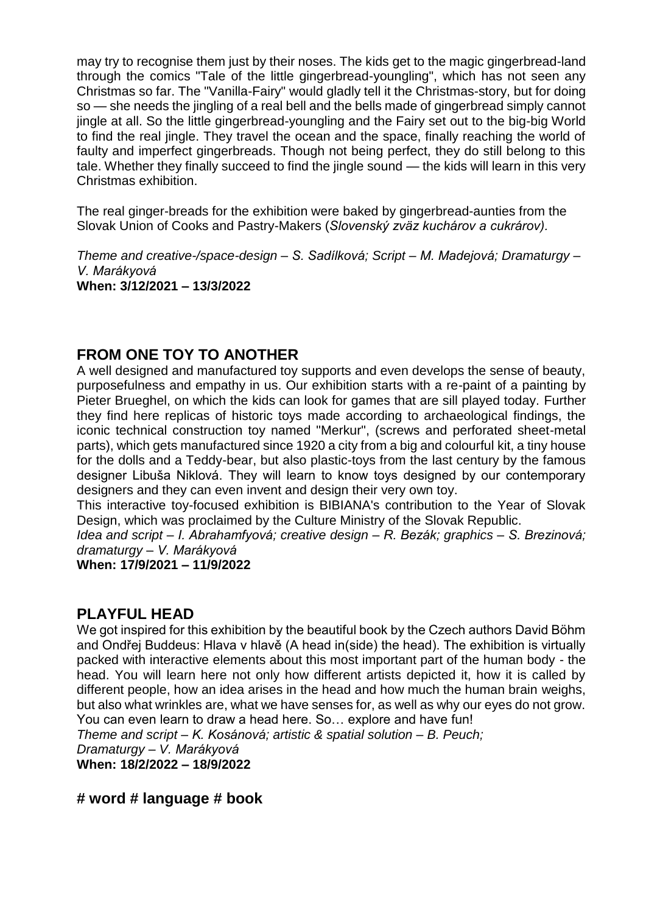may try to recognise them just by their noses. The kids get to the magic gingerbread-land through the comics "Tale of the little gingerbread-youngling", which has not seen any Christmas so far. The "Vanilla-Fairy" would gladly tell it the Christmas-story, but for doing so — she needs the jingling of a real bell and the bells made of gingerbread simply cannot jingle at all. So the little gingerbread-youngling and the Fairy set out to the big-big World to find the real jingle. They travel the ocean and the space, finally reaching the world of faulty and imperfect gingerbreads. Though not being perfect, they do still belong to this tale. Whether they finally succeed to find the jingle sound — the kids will learn in this very Christmas exhibition.

The real ginger-breads for the exhibition were baked by gingerbread-aunties from the Slovak Union of Cooks and Pastry-Makers (*Slovenský zväz kuchárov a cukrárov).*

*Theme and creative-/space-design – S. Sadílková; Script – M. Madejová; Dramaturgy – V. Marákyová*
**When: 3/12/2021 – 13/3/2022**

## FROM ONE TOY TO ANOTHER

A well designed and manufactured toy supports and even develops the sense of beauty, purposefulness and empathy in us. Our exhibition starts with a re-paint of a painting by Pieter Brueghel, on which the kids can look for games that are sill played today. Further they find here replicas of historic toys made according to archaeological findings, the iconic technical construction toy named "Merkur", (screws and perforated sheet-metal parts), which gets manufactured since 1920 a city from a big and colourful kit, a tiny house for the dolls and a Teddy-bear, but also plastic-toys from the last century by the famous designer Libuša Niklová. They will learn to know toys designed by our contemporary designers and they can even invent and design their very own toy.

This interactive toy-focused exhibition is BIBIANA's contribution to the Year of Slovak Design, which was proclaimed by the Culture Ministry of the Slovak Republic.

*Idea and script – I. Abrahamfyová; creative design – R. Bezák; graphics – S. Brezinová; dramaturgy – V. Marákyová*
**When: 17/9/2021 – 11/9/2022**

## PLAYFUL HEAD

We got inspired for this exhibition by the beautiful book by the Czech authors David Böhm and Ondřej Buddeus: Hlava v hlavě (A head in(side) the head). The exhibition is virtually packed with interactive elements about this most important part of the human body - the head. You will learn here not only how different artists depicted it, how it is called by different people, how an idea arises in the head and how much the human brain weighs, but also what wrinkles are, what we have senses for, as well as why our eyes do not grow. You can even learn to draw a head here. So… explore and have fun!

*Theme and script – K. Kosánová; artistic & spatial solution – B. Peuch;*
*Dramaturgy – V. Marákyová*
**When: 18/2/2022 – 18/9/2022**

## # word # language # book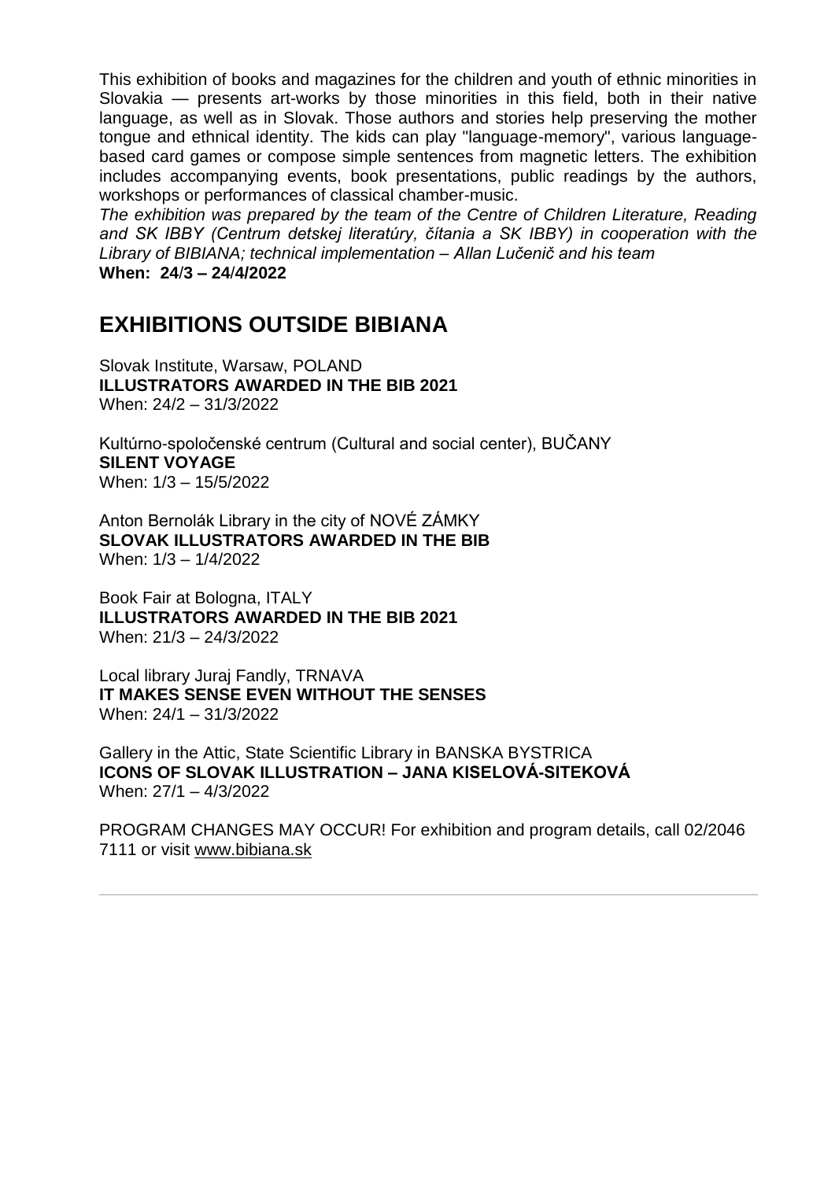This exhibition of books and magazines for the children and youth of ethnic minorities in Slovakia — presents art-works by those minorities in this field, both in their native language, as well as in Slovak. Those authors and stories help preserving the mother tongue and ethnical identity. The kids can play "language-memory", various language-based card games or compose simple sentences from magnetic letters. The exhibition includes accompanying events, book presentations, public readings by the authors, workshops or performances of classical chamber-music.

*The exhibition was prepared by the team of the Centre of Children Literature, Reading and SK IBBY (Centrum detskej literatúry, čítania a SK IBBY) in cooperation with the Library of BIBIANA; technical implementation – Allan Lučenič and his team*

**When: 24/3 – 24/4/2022**

## EXHIBITIONS OUTSIDE BIBIANA

Slovak Institute, Warsaw, POLAND
**ILLUSTRATORS AWARDED IN THE BIB 2021**
When: 24/2 – 31/3/2022

Kultúrno-spoločenské centrum (Cultural and social center), BUČANY
**SILENT VOYAGE**
When: 1/3 – 15/5/2022

Anton Bernolák Library in the city of NOVÉ ZÁMKY
**SLOVAK ILLUSTRATORS AWARDED IN THE BIB**
When: 1/3 – 1/4/2022

Book Fair at Bologna, ITALY
**ILLUSTRATORS AWARDED IN THE BIB 2021**
When: 21/3 – 24/3/2022

Local library Juraj Fandly, TRNAVA
**IT MAKES SENSE EVEN WITHOUT THE SENSES**
When: 24/1 – 31/3/2022

Gallery in the Attic, State Scientific Library in BANSKA BYSTRICA
**ICONS OF SLOVAK ILLUSTRATION – JANA KISELOVÁ-SITEKOVÁ**
When: 27/1 – 4/3/2022

PROGRAM CHANGES MAY OCCUR! For exhibition and program details, call 02/2046 7111 or visit www.bibiana.sk